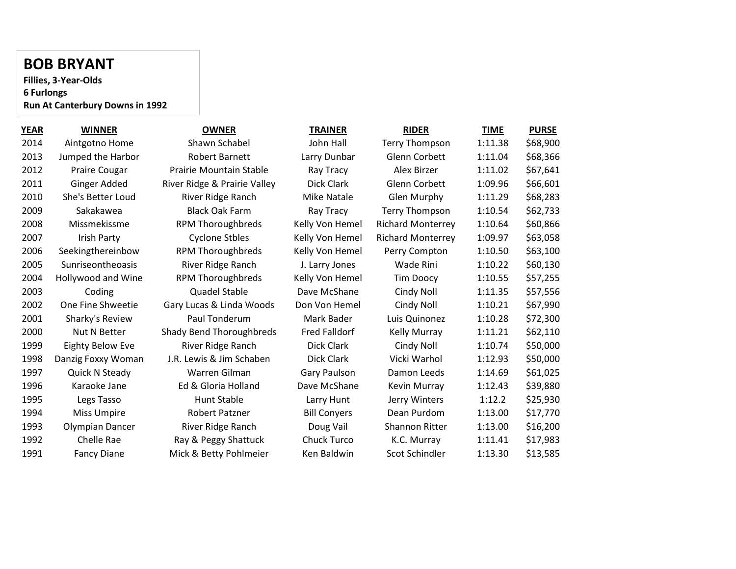# BOB BRYANT

**Fillies, 3-Year-Olds**
**6 Furlongs**
**Run At Canterbury Downs in 1992**

| YEAR | WINNER | OWNER | TRAINER | RIDER | TIME | PURSE |
|---|---|---|---|---|---|---|
| 2014 | Aintgotno Home | Shawn Schabel | John Hall | Terry Thompson | 1:11.38 | $68,900 |
| 2013 | Jumped the Harbor | Robert Barnett | Larry Dunbar | Glenn Corbett | 1:11.04 | $68,366 |
| 2012 | Praire Cougar | Prairie Mountain Stable | Ray Tracy | Alex Birzer | 1:11.02 | $67,641 |
| 2011 | Ginger Added | River Ridge & Prairie Valley | Dick Clark | Glenn Corbett | 1:09.96 | $66,601 |
| 2010 | She's Better Loud | River Ridge Ranch | Mike Natale | Glen Murphy | 1:11.29 | $68,283 |
| 2009 | Sakakawea | Black Oak Farm | Ray Tracy | Terry Thompson | 1:10.54 | $62,733 |
| 2008 | Missmekissme | RPM Thoroughbreds | Kelly Von Hemel | Richard Monterrey | 1:10.64 | $60,866 |
| 2007 | Irish Party | Cyclone Stbles | Kelly Von Hemel | Richard Monterrey | 1:09.97 | $63,058 |
| 2006 | Seekingthereinbow | RPM Thoroughbreds | Kelly Von Hemel | Perry Compton | 1:10.50 | $63,100 |
| 2005 | Sunriseontheoasis | River Ridge Ranch | J. Larry Jones | Wade Rini | 1:10.22 | $60,130 |
| 2004 | Hollywood and Wine | RPM Thoroughbreds | Kelly Von Hemel | Tim Doocy | 1:10.55 | $57,255 |
| 2003 | Coding | Quadel Stable | Dave McShane | Cindy Noll | 1:11.35 | $57,556 |
| 2002 | One Fine Shweetie | Gary Lucas & Linda Woods | Don Von Hemel | Cindy Noll | 1:10.21 | $67,990 |
| 2001 | Sharky's Review | Paul Tonderum | Mark Bader | Luis Quinonez | 1:10.28 | $72,300 |
| 2000 | Nut N Better | Shady Bend Thoroughbreds | Fred Falldorf | Kelly Murray | 1:11.21 | $62,110 |
| 1999 | Eighty Below Eve | River Ridge Ranch | Dick Clark | Cindy Noll | 1:10.74 | $50,000 |
| 1998 | Danzig Foxxy Woman | J.R. Lewis & Jim Schaben | Dick Clark | Vicki Warhol | 1:12.93 | $50,000 |
| 1997 | Quick N Steady | Warren Gilman | Gary Paulson | Damon Leeds | 1:14.69 | $61,025 |
| 1996 | Karaoke Jane | Ed & Gloria Holland | Dave McShane | Kevin Murray | 1:12.43 | $39,880 |
| 1995 | Legs Tasso | Hunt Stable | Larry Hunt | Jerry Winters | 1:12.2 | $25,930 |
| 1994 | Miss Umpire | Robert Patzner | Bill Conyers | Dean Purdom | 1:13.00 | $17,770 |
| 1993 | Olympian Dancer | River Ridge Ranch | Doug Vail | Shannon Ritter | 1:13.00 | $16,200 |
| 1992 | Chelle Rae | Ray & Peggy Shattuck | Chuck Turco | K.C. Murray | 1:11.41 | $17,983 |
| 1991 | Fancy Diane | Mick & Betty Pohlmeier | Ken Baldwin | Scot Schindler | 1:13.30 | $13,585 |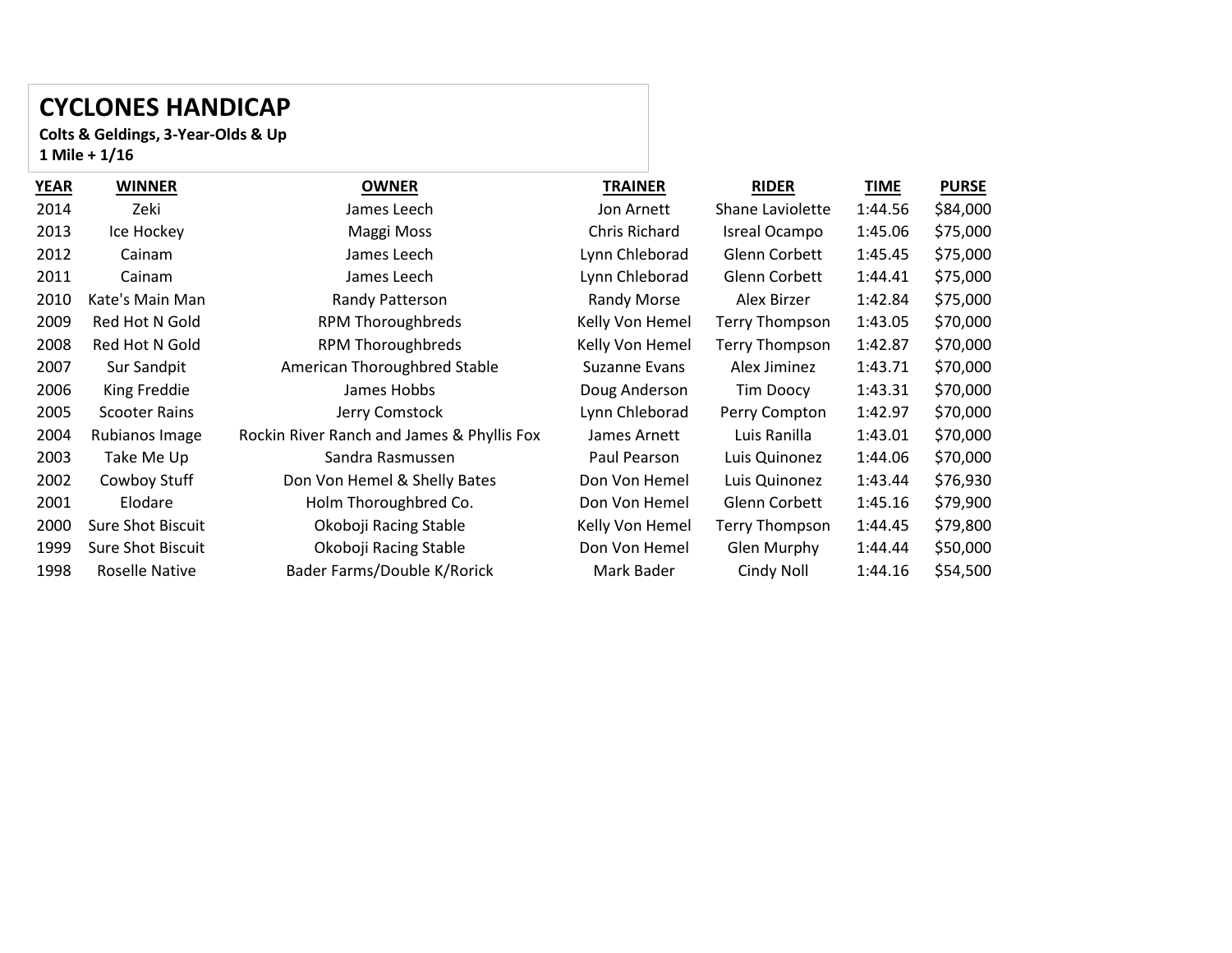# CYCLONES HANDICAP

**Colts & Geldings, 3-Year-Olds & Up**
**1 Mile + 1/16**

| YEAR | WINNER | OWNER | TRAINER | RIDER | TIME | PURSE |
|---|---|---|---|---|---|---|
| 2014 | Zeki | James Leech | Jon Arnett | Shane Laviolette | 1:44.56 | $84,000 |
| 2013 | Ice Hockey | Maggi Moss | Chris Richard | Isreal Ocampo | 1:45.06 | $75,000 |
| 2012 | Cainam | James Leech | Lynn Chleborad | Glenn Corbett | 1:45.45 | $75,000 |
| 2011 | Cainam | James Leech | Lynn Chleborad | Glenn Corbett | 1:44.41 | $75,000 |
| 2010 | Kate's Main Man | Randy Patterson | Randy Morse | Alex Birzer | 1:42.84 | $75,000 |
| 2009 | Red Hot N Gold | RPM Thoroughbreds | Kelly Von Hemel | Terry Thompson | 1:43.05 | $70,000 |
| 2008 | Red Hot N Gold | RPM Thoroughbreds | Kelly Von Hemel | Terry Thompson | 1:42.87 | $70,000 |
| 2007 | Sur Sandpit | American Thoroughbred Stable | Suzanne Evans | Alex Jiminez | 1:43.71 | $70,000 |
| 2006 | King Freddie | James Hobbs | Doug Anderson | Tim Doocy | 1:43.31 | $70,000 |
| 2005 | Scooter Rains | Jerry Comstock | Lynn Chleborad | Perry Compton | 1:42.97 | $70,000 |
| 2004 | Rubianos Image | Rockin River Ranch and James & Phyllis Fox | James Arnett | Luis Ranilla | 1:43.01 | $70,000 |
| 2003 | Take Me Up | Sandra Rasmussen | Paul Pearson | Luis Quinonez | 1:44.06 | $70,000 |
| 2002 | Cowboy Stuff | Don Von Hemel & Shelly Bates | Don Von Hemel | Luis Quinonez | 1:43.44 | $76,930 |
| 2001 | Elodare | Holm Thoroughbred Co. | Don Von Hemel | Glenn Corbett | 1:45.16 | $79,900 |
| 2000 | Sure Shot Biscuit | Okoboji Racing Stable | Kelly Von Hemel | Terry Thompson | 1:44.45 | $79,800 |
| 1999 | Sure Shot Biscuit | Okoboji Racing Stable | Don Von Hemel | Glen Murphy | 1:44.44 | $50,000 |
| 1998 | Roselle Native | Bader Farms/Double K/Rorick | Mark Bader | Cindy Noll | 1:44.16 | $54,500 |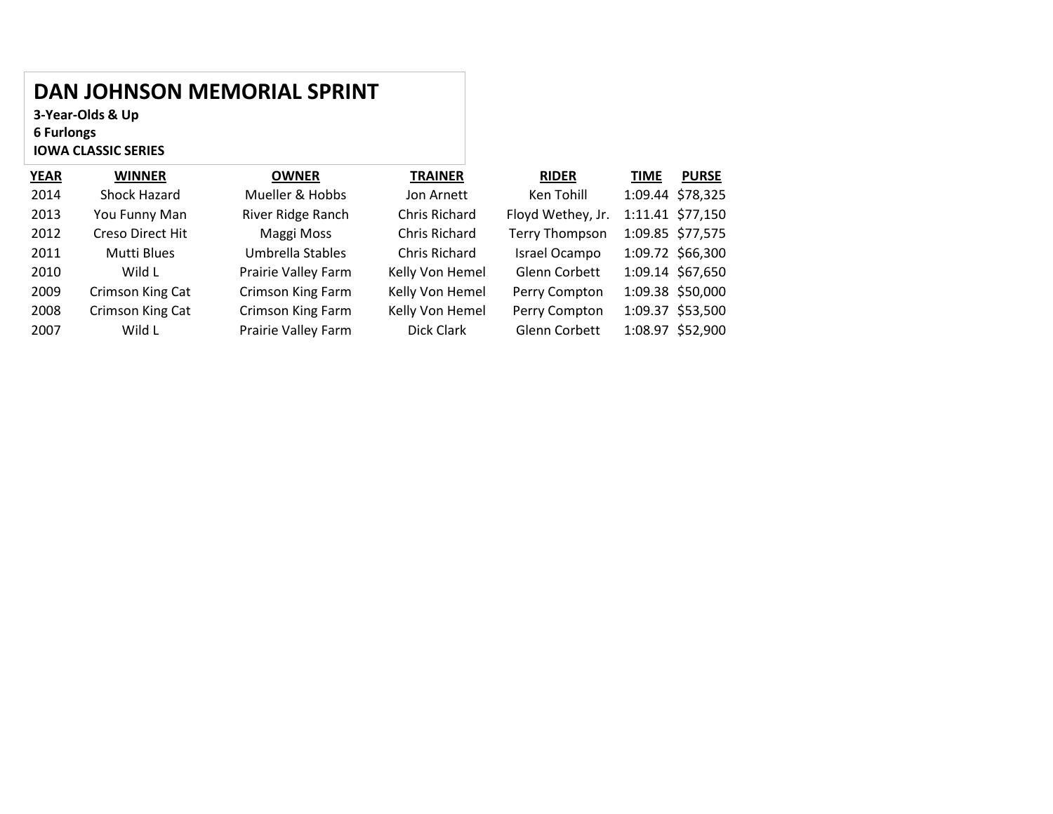# DAN JOHNSON MEMORIAL SPRINT

**3-Year-Olds & Up**
**6 Furlongs**
**IOWA CLASSIC SERIES**

| YEAR | WINNER | OWNER | TRAINER | RIDER | TIME | PURSE |
|---|---|---|---|---|---|---|
| 2014 | Shock Hazard | Mueller & Hobbs | Jon Arnett | Ken Tohill | 1:09.44 | $78,325 |
| 2013 | You Funny Man | River Ridge Ranch | Chris Richard | Floyd Wethey, Jr. | 1:11.41 | $77,150 |
| 2012 | Creso Direct Hit | Maggi Moss | Chris Richard | Terry Thompson | 1:09.85 | $77,575 |
| 2011 | Mutti Blues | Umbrella Stables | Chris Richard | Israel Ocampo | 1:09.72 | $66,300 |
| 2010 | Wild L | Prairie Valley Farm | Kelly Von Hemel | Glenn Corbett | 1:09.14 | $67,650 |
| 2009 | Crimson King Cat | Crimson King Farm | Kelly Von Hemel | Perry Compton | 1:09.38 | $50,000 |
| 2008 | Crimson King Cat | Crimson King Farm | Kelly Von Hemel | Perry Compton | 1:09.37 | $53,500 |
| 2007 | Wild L | Prairie Valley Farm | Dick Clark | Glenn Corbett | 1:08.97 | $52,900 |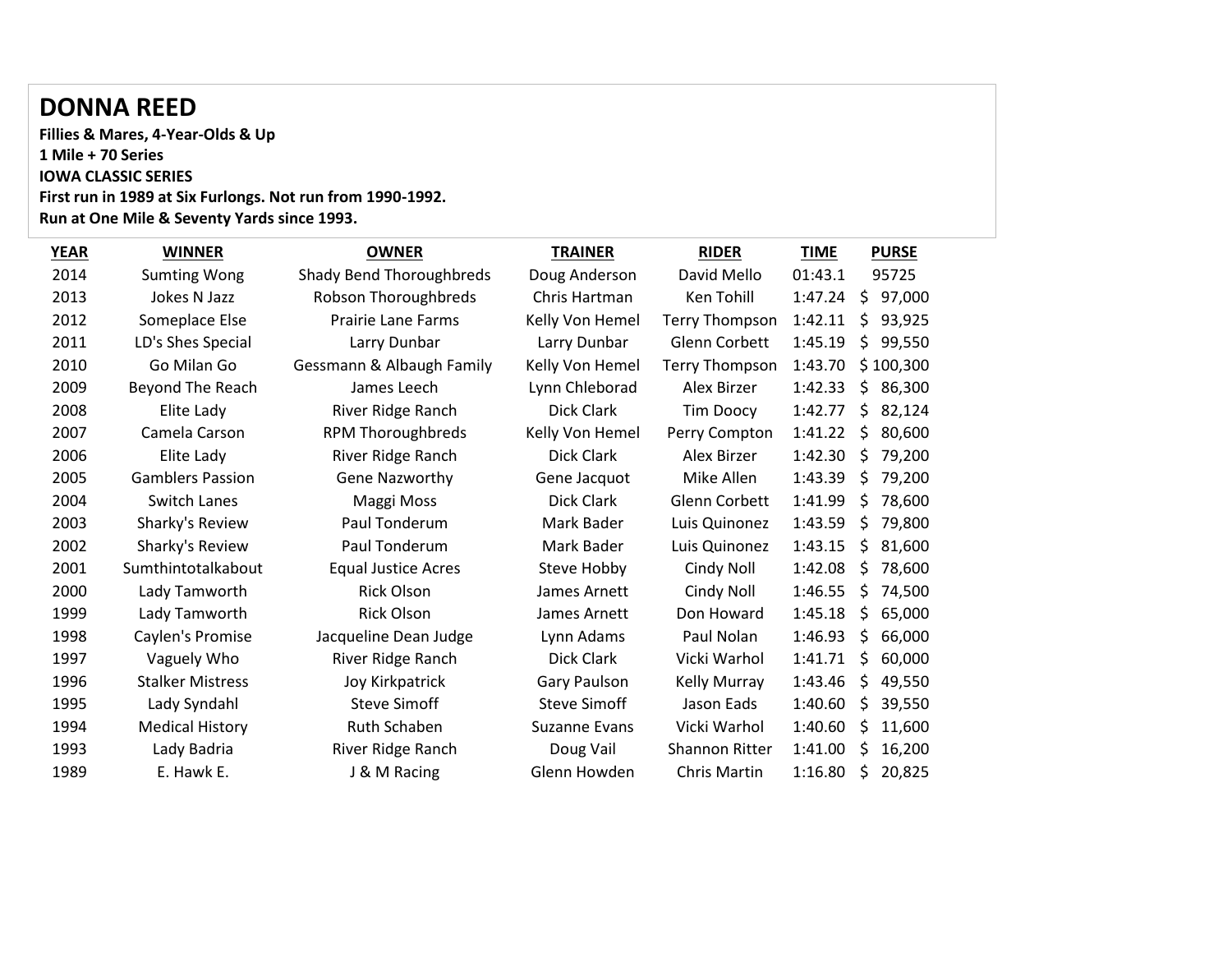# DONNA REED

**Fillies & Mares, 4-Year-Olds & Up**
**1 Mile + 70 Series**
**IOWA CLASSIC SERIES**
**First run in 1989 at Six Furlongs. Not run from 1990-1992.**
**Run at One Mile & Seventy Yards since 1993.**

| YEAR | WINNER | OWNER | TRAINER | RIDER | TIME | PURSE |
|---|---|---|---|---|---|---|
| 2014 | Sumting Wong | Shady Bend Thoroughbreds | Doug Anderson | David Mello | 01:43.1 | 95725 |
| 2013 | Jokes N Jazz | Robson Thoroughbreds | Chris Hartman | Ken Tohill | 1:47.24 | $ 97,000 |
| 2012 | Someplace Else | Prairie Lane Farms | Kelly Von Hemel | Terry Thompson | 1:42.11 | $ 93,925 |
| 2011 | LD's Shes Special | Larry Dunbar | Larry Dunbar | Glenn Corbett | 1:45.19 | $ 99,550 |
| 2010 | Go Milan Go | Gessmann & Albaugh Family | Kelly Von Hemel | Terry Thompson | 1:43.70 | $ 100,300 |
| 2009 | Beyond The Reach | James Leech | Lynn Chleborad | Alex Birzer | 1:42.33 | $ 86,300 |
| 2008 | Elite Lady | River Ridge Ranch | Dick Clark | Tim Doocy | 1:42.77 | $ 82,124 |
| 2007 | Camela Carson | RPM Thoroughbreds | Kelly Von Hemel | Perry Compton | 1:41.22 | $ 80,600 |
| 2006 | Elite Lady | River Ridge Ranch | Dick Clark | Alex Birzer | 1:42.30 | $ 79,200 |
| 2005 | Gamblers Passion | Gene Nazworthy | Gene Jacquot | Mike Allen | 1:43.39 | $ 79,200 |
| 2004 | Switch Lanes | Maggi Moss | Dick Clark | Glenn Corbett | 1:41.99 | $ 78,600 |
| 2003 | Sharky's Review | Paul Tonderum | Mark Bader | Luis Quinonez | 1:43.59 | $ 79,800 |
| 2002 | Sharky's Review | Paul Tonderum | Mark Bader | Luis Quinonez | 1:43.15 | $ 81,600 |
| 2001 | Sumthintotalkabout | Equal Justice Acres | Steve Hobby | Cindy Noll | 1:42.08 | $ 78,600 |
| 2000 | Lady Tamworth | Rick Olson | James Arnett | Cindy Noll | 1:46.55 | $ 74,500 |
| 1999 | Lady Tamworth | Rick Olson | James Arnett | Don Howard | 1:45.18 | $ 65,000 |
| 1998 | Caylen's Promise | Jacqueline Dean Judge | Lynn Adams | Paul Nolan | 1:46.93 | $ 66,000 |
| 1997 | Vaguely Who | River Ridge Ranch | Dick Clark | Vicki Warhol | 1:41.71 | $ 60,000 |
| 1996 | Stalker Mistress | Joy Kirkpatrick | Gary Paulson | Kelly Murray | 1:43.46 | $ 49,550 |
| 1995 | Lady Syndahl | Steve Simoff | Steve Simoff | Jason Eads | 1:40.60 | $ 39,550 |
| 1994 | Medical History | Ruth Schaben | Suzanne Evans | Vicki Warhol | 1:40.60 | $ 11,600 |
| 1993 | Lady Badria | River Ridge Ranch | Doug Vail | Shannon Ritter | 1:41.00 | $ 16,200 |
| 1989 | E. Hawk E. | J & M Racing | Glenn Howden | Chris Martin | 1:16.80 | $ 20,825 |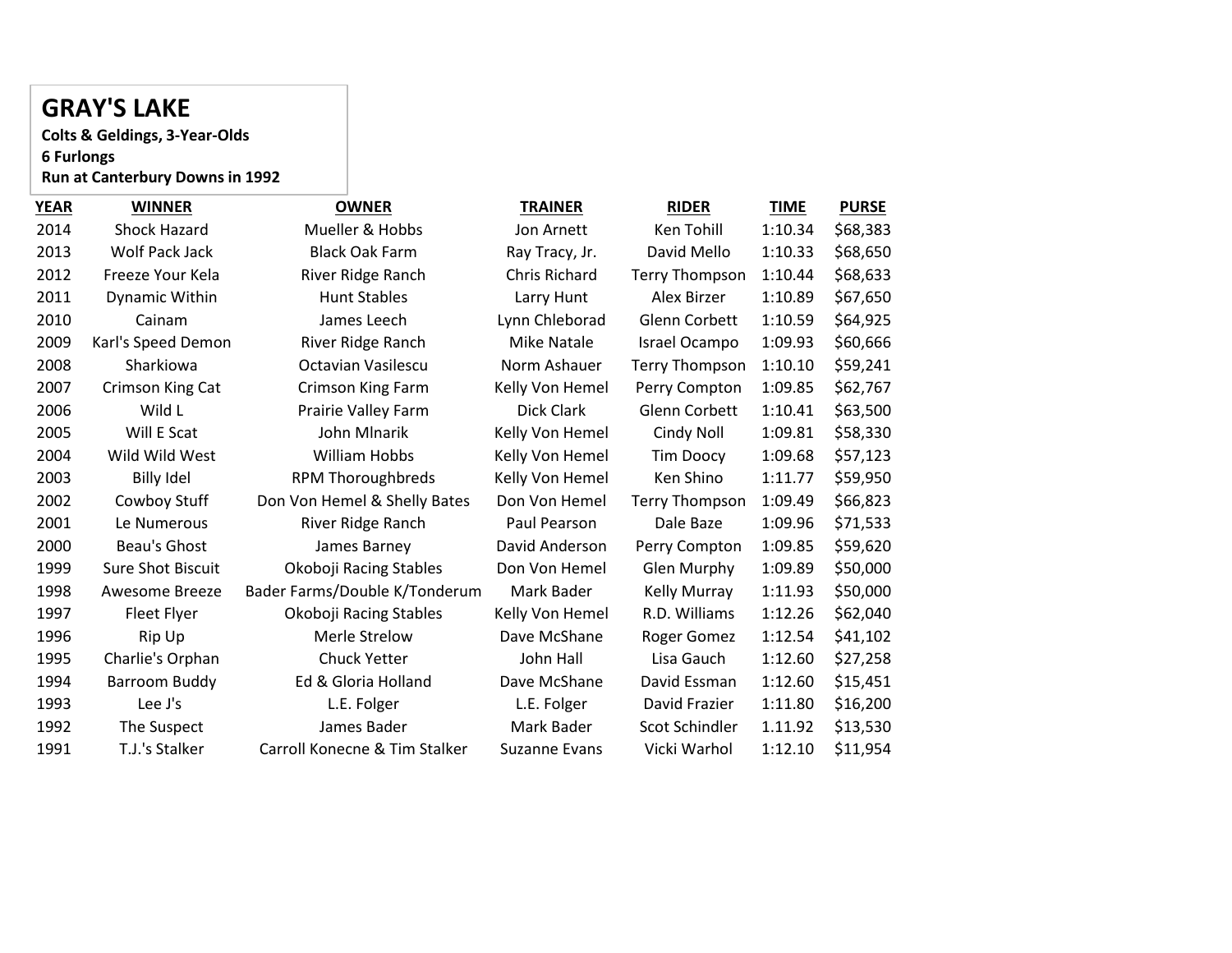# GRAY'S LAKE

**Colts & Geldings, 3-Year-Olds**
**6 Furlongs**
**Run at Canterbury Downs in 1992**

| YEAR | WINNER | OWNER | TRAINER | RIDER | TIME | PURSE |
|---|---|---|---|---|---|---|
| 2014 | Shock Hazard | Mueller & Hobbs | Jon Arnett | Ken Tohill | 1:10.34 | $68,383 |
| 2013 | Wolf Pack Jack | Black Oak Farm | Ray Tracy, Jr. | David Mello | 1:10.33 | $68,650 |
| 2012 | Freeze Your Kela | River Ridge Ranch | Chris Richard | Terry Thompson | 1:10.44 | $68,633 |
| 2011 | Dynamic Within | Hunt Stables | Larry Hunt | Alex Birzer | 1:10.89 | $67,650 |
| 2010 | Cainam | James Leech | Lynn Chleborad | Glenn Corbett | 1:10.59 | $64,925 |
| 2009 | Karl's Speed Demon | River Ridge Ranch | Mike Natale | Israel Ocampo | 1:09.93 | $60,666 |
| 2008 | Sharkiowa | Octavian Vasilescu | Norm Ashauer | Terry Thompson | 1:10.10 | $59,241 |
| 2007 | Crimson King Cat | Crimson King Farm | Kelly Von Hemel | Perry Compton | 1:09.85 | $62,767 |
| 2006 | Wild L | Prairie Valley Farm | Dick Clark | Glenn Corbett | 1:10.41 | $63,500 |
| 2005 | Will E Scat | John Mlnarik | Kelly Von Hemel | Cindy Noll | 1:09.81 | $58,330 |
| 2004 | Wild Wild West | William Hobbs | Kelly Von Hemel | Tim Doocy | 1:09.68 | $57,123 |
| 2003 | Billy Idel | RPM Thoroughbreds | Kelly Von Hemel | Ken Shino | 1:11.77 | $59,950 |
| 2002 | Cowboy Stuff | Don Von Hemel & Shelly Bates | Don Von Hemel | Terry Thompson | 1:09.49 | $66,823 |
| 2001 | Le Numerous | River Ridge Ranch | Paul Pearson | Dale Baze | 1:09.96 | $71,533 |
| 2000 | Beau's Ghost | James Barney | David Anderson | Perry Compton | 1:09.85 | $59,620 |
| 1999 | Sure Shot Biscuit | Okoboji Racing Stables | Don Von Hemel | Glen Murphy | 1:09.89 | $50,000 |
| 1998 | Awesome Breeze | Bader Farms/Double K/Tonderum | Mark Bader | Kelly Murray | 1:11.93 | $50,000 |
| 1997 | Fleet Flyer | Okoboji Racing Stables | Kelly Von Hemel | R.D. Williams | 1:12.26 | $62,040 |
| 1996 | Rip Up | Merle Strelow | Dave McShane | Roger Gomez | 1:12.54 | $41,102 |
| 1995 | Charlie's Orphan | Chuck Yetter | John Hall | Lisa Gauch | 1:12.60 | $27,258 |
| 1994 | Barroom Buddy | Ed & Gloria Holland | Dave McShane | David Essman | 1:12.60 | $15,451 |
| 1993 | Lee J's | L.E. Folger | L.E. Folger | David Frazier | 1:11.80 | $16,200 |
| 1992 | The Suspect | James Bader | Mark Bader | Scot Schindler | 1.11.92 | $13,530 |
| 1991 | T.J.'s Stalker | Carroll Konecne & Tim Stalker | Suzanne Evans | Vicki Warhol | 1:12.10 | $11,954 |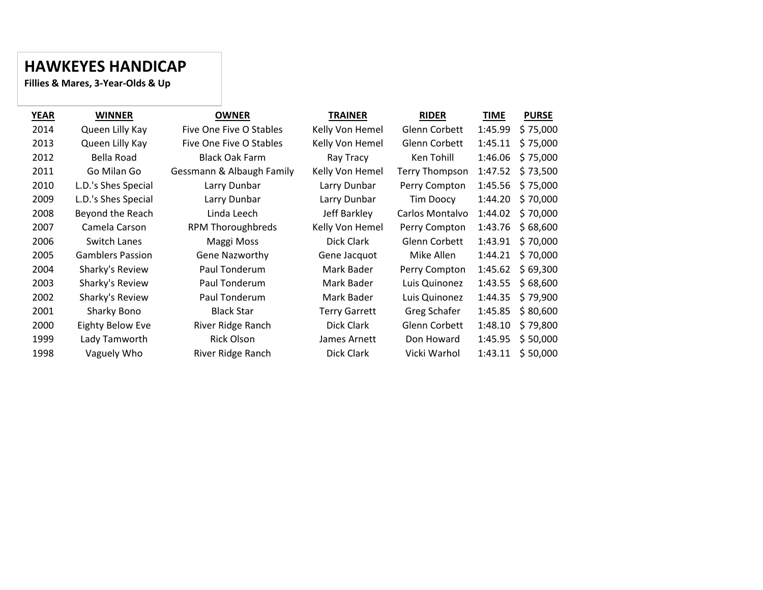# HAWKEYES HANDICAP

**Fillies & Mares, 3-Year-Olds & Up**

| YEAR | WINNER | OWNER | TRAINER | RIDER | TIME | PURSE |
|---|---|---|---|---|---|---|
| 2014 | Queen Lilly Kay | Five One Five O Stables | Kelly Von Hemel | Glenn Corbett | 1:45.99 | $ 75,000 |
| 2013 | Queen Lilly Kay | Five One Five O Stables | Kelly Von Hemel | Glenn Corbett | 1:45.11 | $ 75,000 |
| 2012 | Bella Road | Black Oak Farm | Ray Tracy | Ken Tohill | 1:46.06 | $ 75,000 |
| 2011 | Go Milan Go | Gessmann & Albaugh Family | Kelly Von Hemel | Terry Thompson | 1:47.52 | $ 73,500 |
| 2010 | L.D.'s Shes Special | Larry Dunbar | Larry Dunbar | Perry Compton | 1:45.56 | $ 75,000 |
| 2009 | L.D.'s Shes Special | Larry Dunbar | Larry Dunbar | Tim Doocy | 1:44.20 | $ 70,000 |
| 2008 | Beyond the Reach | Linda Leech | Jeff Barkley | Carlos Montalvo | 1:44.02 | $ 70,000 |
| 2007 | Camela Carson | RPM Thoroughbreds | Kelly Von Hemel | Perry Compton | 1:43.76 | $ 68,600 |
| 2006 | Switch Lanes | Maggi Moss | Dick Clark | Glenn Corbett | 1:43.91 | $ 70,000 |
| 2005 | Gamblers Passion | Gene Nazworthy | Gene Jacquot | Mike Allen | 1:44.21 | $ 70,000 |
| 2004 | Sharky's Review | Paul Tonderum | Mark Bader | Perry Compton | 1:45.62 | $ 69,300 |
| 2003 | Sharky's Review | Paul Tonderum | Mark Bader | Luis Quinonez | 1:43.55 | $ 68,600 |
| 2002 | Sharky's Review | Paul Tonderum | Mark Bader | Luis Quinonez | 1:44.35 | $ 79,900 |
| 2001 | Sharky Bono | Black Star | Terry Garrett | Greg Schafer | 1:45.85 | $ 80,600 |
| 2000 | Eighty Below Eve | River Ridge Ranch | Dick Clark | Glenn Corbett | 1:48.10 | $ 79,800 |
| 1999 | Lady Tamworth | Rick Olson | James Arnett | Don Howard | 1:45.95 | $ 50,000 |
| 1998 | Vaguely Who | River Ridge Ranch | Dick Clark | Vicki Warhol | 1:43.11 | $ 50,000 |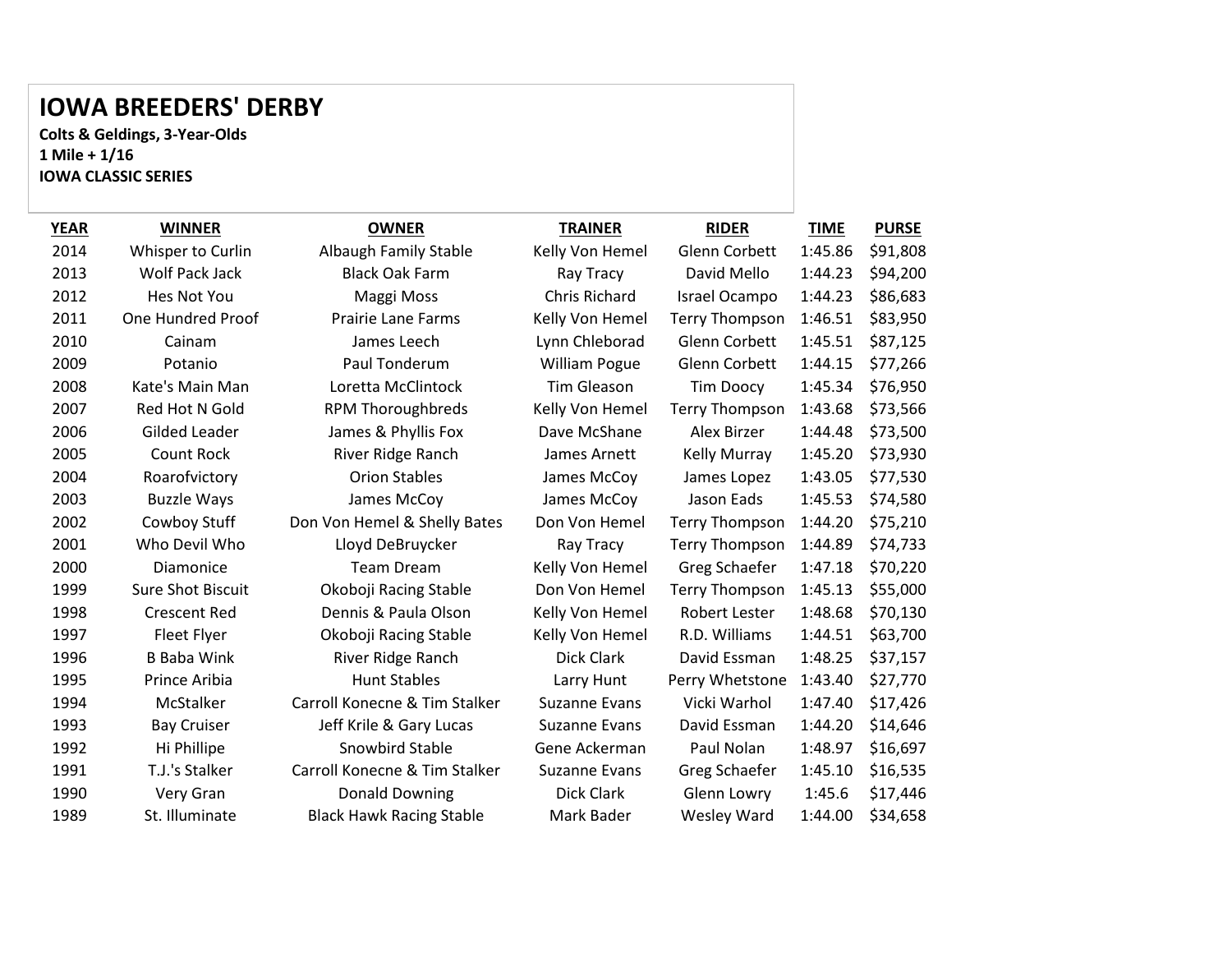# IOWA BREEDERS' DERBY

**Colts & Geldings, 3-Year-Olds**
**1 Mile + 1/16**
**IOWA CLASSIC SERIES**

| YEAR | WINNER | OWNER | TRAINER | RIDER | TIME | PURSE |
|---|---|---|---|---|---|---|
| 2014 | Whisper to Curlin | Albaugh Family Stable | Kelly Von Hemel | Glenn Corbett | 1:45.86 | $91,808 |
| 2013 | Wolf Pack Jack | Black Oak Farm | Ray Tracy | David Mello | 1:44.23 | $94,200 |
| 2012 | Hes Not You | Maggi Moss | Chris Richard | Israel Ocampo | 1:44.23 | $86,683 |
| 2011 | One Hundred Proof | Prairie Lane Farms | Kelly Von Hemel | Terry Thompson | 1:46.51 | $83,950 |
| 2010 | Cainam | James Leech | Lynn Chleborad | Glenn Corbett | 1:45.51 | $87,125 |
| 2009 | Potanio | Paul Tonderum | William Pogue | Glenn Corbett | 1:44.15 | $77,266 |
| 2008 | Kate's Main Man | Loretta McClintock | Tim Gleason | Tim Doocy | 1:45.34 | $76,950 |
| 2007 | Red Hot N Gold | RPM Thoroughbreds | Kelly Von Hemel | Terry Thompson | 1:43.68 | $73,566 |
| 2006 | Gilded Leader | James & Phyllis Fox | Dave McShane | Alex Birzer | 1:44.48 | $73,500 |
| 2005 | Count Rock | River Ridge Ranch | James Arnett | Kelly Murray | 1:45.20 | $73,930 |
| 2004 | Roarofvictory | Orion Stables | James McCoy | James Lopez | 1:43.05 | $77,530 |
| 2003 | Buzzle Ways | James McCoy | James McCoy | Jason Eads | 1:45.53 | $74,580 |
| 2002 | Cowboy Stuff | Don Von Hemel & Shelly Bates | Don Von Hemel | Terry Thompson | 1:44.20 | $75,210 |
| 2001 | Who Devil Who | Lloyd DeBruycker | Ray Tracy | Terry Thompson | 1:44.89 | $74,733 |
| 2000 | Diamonice | Team Dream | Kelly Von Hemel | Greg Schaefer | 1:47.18 | $70,220 |
| 1999 | Sure Shot Biscuit | Okoboji Racing Stable | Don Von Hemel | Terry Thompson | 1:45.13 | $55,000 |
| 1998 | Crescent Red | Dennis & Paula Olson | Kelly Von Hemel | Robert Lester | 1:48.68 | $70,130 |
| 1997 | Fleet Flyer | Okoboji Racing Stable | Kelly Von Hemel | R.D. Williams | 1:44.51 | $63,700 |
| 1996 | B Baba Wink | River Ridge Ranch | Dick Clark | David Essman | 1:48.25 | $37,157 |
| 1995 | Prince Aribia | Hunt Stables | Larry Hunt | Perry Whetstone | 1:43.40 | $27,770 |
| 1994 | McStalker | Carroll Konecne & Tim Stalker | Suzanne Evans | Vicki Warhol | 1:47.40 | $17,426 |
| 1993 | Bay Cruiser | Jeff Krile & Gary Lucas | Suzanne Evans | David Essman | 1:44.20 | $14,646 |
| 1992 | Hi Phillipe | Snowbird Stable | Gene Ackerman | Paul Nolan | 1:48.97 | $16,697 |
| 1991 | T.J.'s Stalker | Carroll Konecne & Tim Stalker | Suzanne Evans | Greg Schaefer | 1:45.10 | $16,535 |
| 1990 | Very Gran | Donald Downing | Dick Clark | Glenn Lowry | 1:45.6 | $17,446 |
| 1989 | St. Illuminate | Black Hawk Racing Stable | Mark Bader | Wesley Ward | 1:44.00 | $34,658 |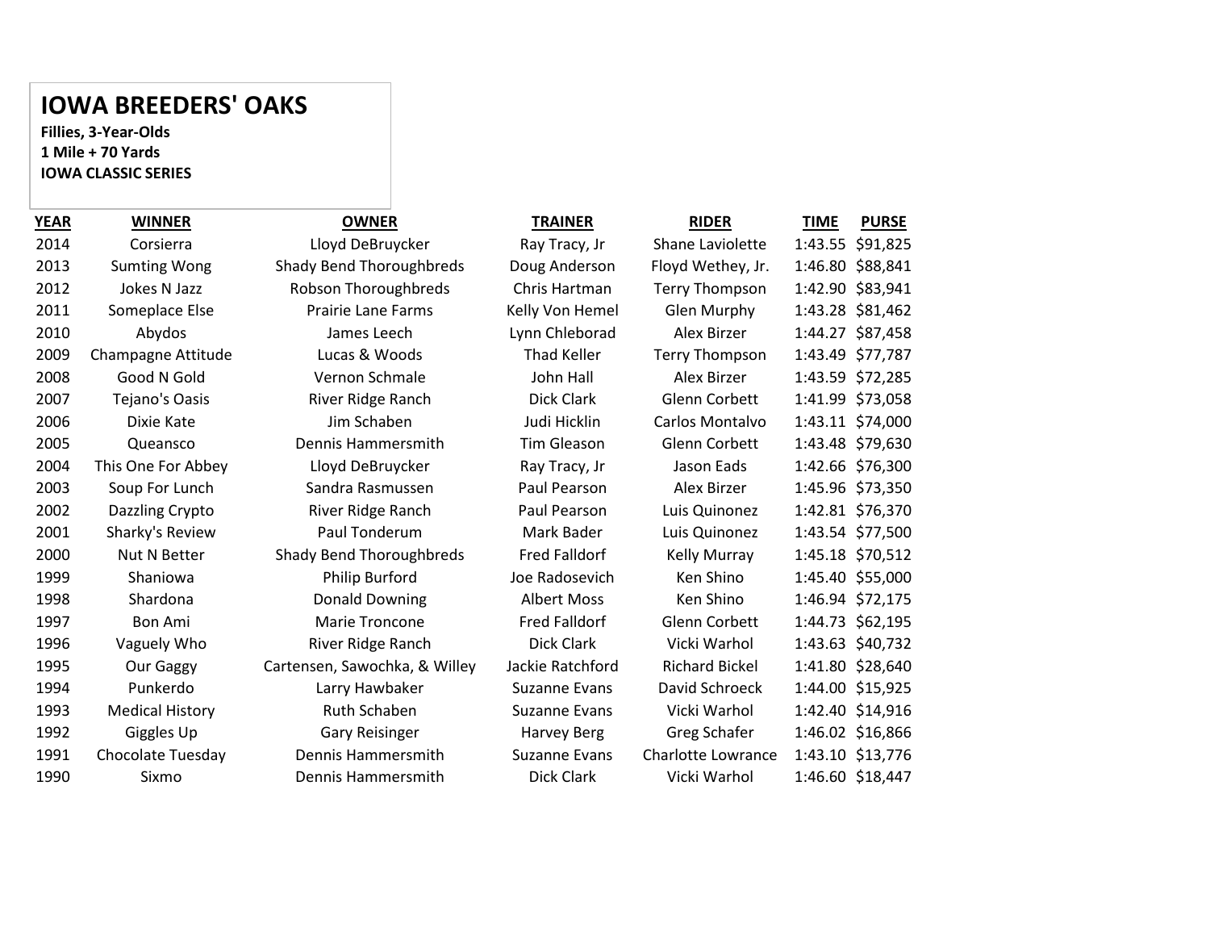# IOWA BREEDERS' OAKS

**Fillies, 3-Year-Olds**
**1 Mile + 70 Yards**
**IOWA CLASSIC SERIES**

| YEAR | WINNER | OWNER | TRAINER | RIDER | TIME | PURSE |
|---|---|---|---|---|---|---|
| 2014 | Corsierra | Lloyd DeBruycker | Ray Tracy, Jr | Shane Laviolette | 1:43.55 | $91,825 |
| 2013 | Sumting Wong | Shady Bend Thoroughbreds | Doug Anderson | Floyd Wethey, Jr. | 1:46.80 | $88,841 |
| 2012 | Jokes N Jazz | Robson Thoroughbreds | Chris Hartman | Terry Thompson | 1:42.90 | $83,941 |
| 2011 | Someplace Else | Prairie Lane Farms | Kelly Von Hemel | Glen Murphy | 1:43.28 | $81,462 |
| 2010 | Abydos | James Leech | Lynn Chleborad | Alex Birzer | 1:44.27 | $87,458 |
| 2009 | Champagne Attitude | Lucas & Woods | Thad Keller | Terry Thompson | 1:43.49 | $77,787 |
| 2008 | Good N Gold | Vernon Schmale | John Hall | Alex Birzer | 1:43.59 | $72,285 |
| 2007 | Tejano's Oasis | River Ridge Ranch | Dick Clark | Glenn Corbett | 1:41.99 | $73,058 |
| 2006 | Dixie Kate | Jim Schaben | Judi Hicklin | Carlos Montalvo | 1:43.11 | $74,000 |
| 2005 | Queansco | Dennis Hammersmith | Tim Gleason | Glenn Corbett | 1:43.48 | $79,630 |
| 2004 | This One For Abbey | Lloyd DeBruycker | Ray Tracy, Jr | Jason Eads | 1:42.66 | $76,300 |
| 2003 | Soup For Lunch | Sandra Rasmussen | Paul Pearson | Alex Birzer | 1:45.96 | $73,350 |
| 2002 | Dazzling Crypto | River Ridge Ranch | Paul Pearson | Luis Quinonez | 1:42.81 | $76,370 |
| 2001 | Sharky's Review | Paul Tonderum | Mark Bader | Luis Quinonez | 1:43.54 | $77,500 |
| 2000 | Nut N Better | Shady Bend Thoroughbreds | Fred Falldorf | Kelly Murray | 1:45.18 | $70,512 |
| 1999 | Shaniowa | Philip Burford | Joe Radosevich | Ken Shino | 1:45.40 | $55,000 |
| 1998 | Shardona | Donald Downing | Albert Moss | Ken Shino | 1:46.94 | $72,175 |
| 1997 | Bon Ami | Marie Troncone | Fred Falldorf | Glenn Corbett | 1:44.73 | $62,195 |
| 1996 | Vaguely Who | River Ridge Ranch | Dick Clark | Vicki Warhol | 1:43.63 | $40,732 |
| 1995 | Our Gaggy | Cartensen, Sawochka, & Willey | Jackie Ratchford | Richard Bickel | 1:41.80 | $28,640 |
| 1994 | Punkerdo | Larry Hawbaker | Suzanne Evans | David Schroeck | 1:44.00 | $15,925 |
| 1993 | Medical History | Ruth Schaben | Suzanne Evans | Vicki Warhol | 1:42.40 | $14,916 |
| 1992 | Giggles Up | Gary Reisinger | Harvey Berg | Greg Schafer | 1:46.02 | $16,866 |
| 1991 | Chocolate Tuesday | Dennis Hammersmith | Suzanne Evans | Charlotte Lowrance | 1:43.10 | $13,776 |
| 1990 | Sixmo | Dennis Hammersmith | Dick Clark | Vicki Warhol | 1:46.60 | $18,447 |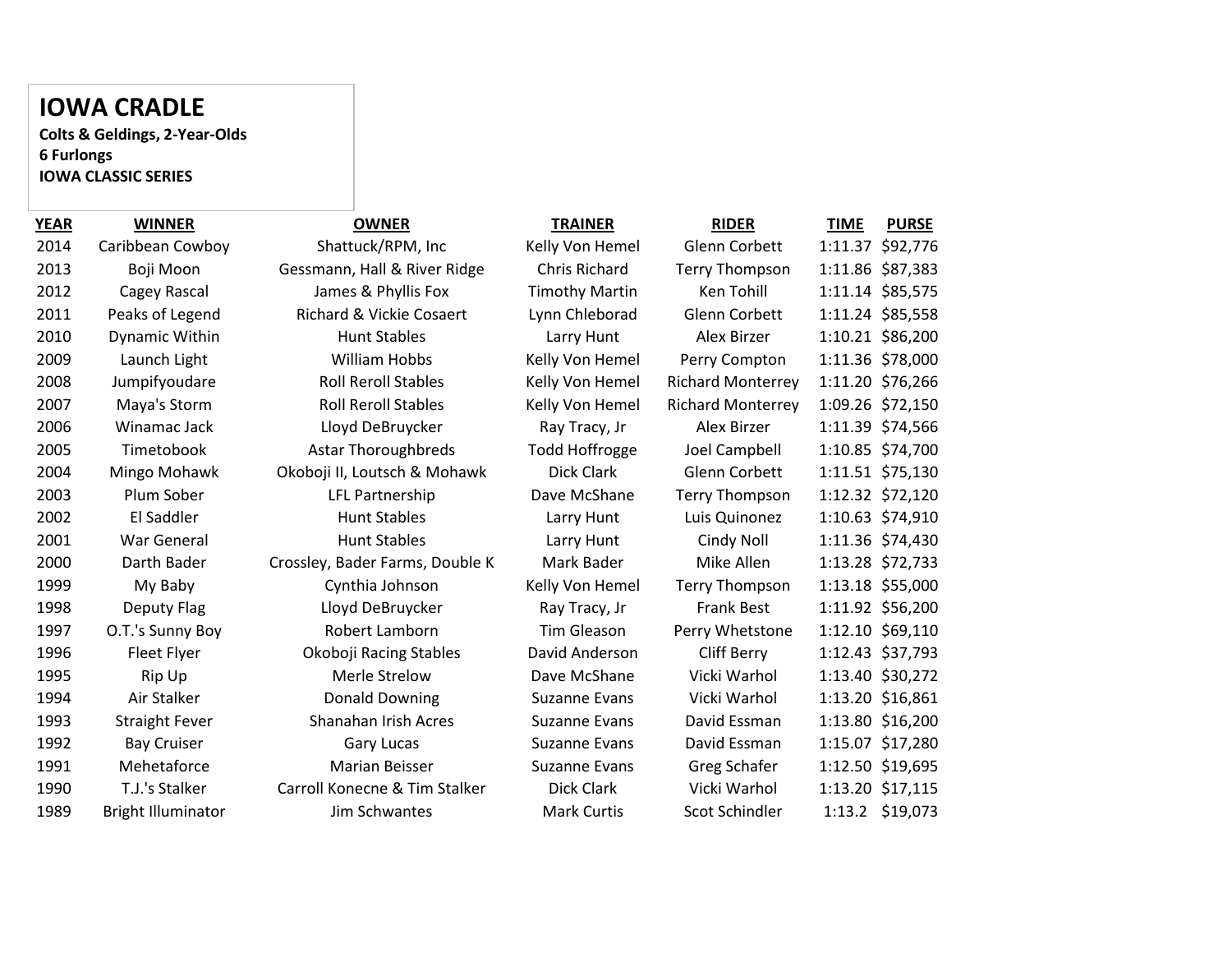# IOWA CRADLE

**Colts & Geldings, 2-Year-Olds**
**6 Furlongs**
**IOWA CLASSIC SERIES**

| YEAR | WINNER | OWNER | TRAINER | RIDER | TIME | PURSE |
|---|---|---|---|---|---|---|
| 2014 | Caribbean Cowboy | Shattuck/RPM, Inc | Kelly Von Hemel | Glenn Corbett | 1:11.37 | $92,776 |
| 2013 | Boji Moon | Gessmann, Hall & River Ridge | Chris Richard | Terry Thompson | 1:11.86 | $87,383 |
| 2012 | Cagey Rascal | James & Phyllis Fox | Timothy Martin | Ken Tohill | 1:11.14 | $85,575 |
| 2011 | Peaks of Legend | Richard & Vickie Cosaert | Lynn Chleborad | Glenn Corbett | 1:11.24 | $85,558 |
| 2010 | Dynamic Within | Hunt Stables | Larry Hunt | Alex Birzer | 1:10.21 | $86,200 |
| 2009 | Launch Light | William Hobbs | Kelly Von Hemel | Perry Compton | 1:11.36 | $78,000 |
| 2008 | Jumpifyoudare | Roll Reroll Stables | Kelly Von Hemel | Richard Monterrey | 1:11.20 | $76,266 |
| 2007 | Maya's Storm | Roll Reroll Stables | Kelly Von Hemel | Richard Monterrey | 1:09.26 | $72,150 |
| 2006 | Winamac Jack | Lloyd DeBruycker | Ray Tracy, Jr | Alex Birzer | 1:11.39 | $74,566 |
| 2005 | Timetobook | Astar Thoroughbreds | Todd Hoffrogge | Joel Campbell | 1:10.85 | $74,700 |
| 2004 | Mingo Mohawk | Okoboji II, Loutsch & Mohawk | Dick Clark | Glenn Corbett | 1:11.51 | $75,130 |
| 2003 | Plum Sober | LFL Partnership | Dave McShane | Terry Thompson | 1:12.32 | $72,120 |
| 2002 | El Saddler | Hunt Stables | Larry Hunt | Luis Quinonez | 1:10.63 | $74,910 |
| 2001 | War General | Hunt Stables | Larry Hunt | Cindy Noll | 1:11.36 | $74,430 |
| 2000 | Darth Bader | Crossley, Bader Farms, Double K | Mark Bader | Mike Allen | 1:13.28 | $72,733 |
| 1999 | My Baby | Cynthia Johnson | Kelly Von Hemel | Terry Thompson | 1:13.18 | $55,000 |
| 1998 | Deputy Flag | Lloyd DeBruycker | Ray Tracy, Jr | Frank Best | 1:11.92 | $56,200 |
| 1997 | O.T.'s Sunny Boy | Robert Lamborn | Tim Gleason | Perry Whetstone | 1:12.10 | $69,110 |
| 1996 | Fleet Flyer | Okoboji Racing Stables | David Anderson | Cliff Berry | 1:12.43 | $37,793 |
| 1995 | Rip Up | Merle Strelow | Dave McShane | Vicki Warhol | 1:13.40 | $30,272 |
| 1994 | Air Stalker | Donald Downing | Suzanne Evans | Vicki Warhol | 1:13.20 | $16,861 |
| 1993 | Straight Fever | Shanahan Irish Acres | Suzanne Evans | David Essman | 1:13.80 | $16,200 |
| 1992 | Bay Cruiser | Gary Lucas | Suzanne Evans | David Essman | 1:15.07 | $17,280 |
| 1991 | Mehetaforce | Marian Beisser | Suzanne Evans | Greg Schafer | 1:12.50 | $19,695 |
| 1990 | T.J.'s Stalker | Carroll Konecne & Tim Stalker | Dick Clark | Vicki Warhol | 1:13.20 | $17,115 |
| 1989 | Bright Illuminator | Jim Schwantes | Mark Curtis | Scot Schindler | 1:13.2 | $19,073 |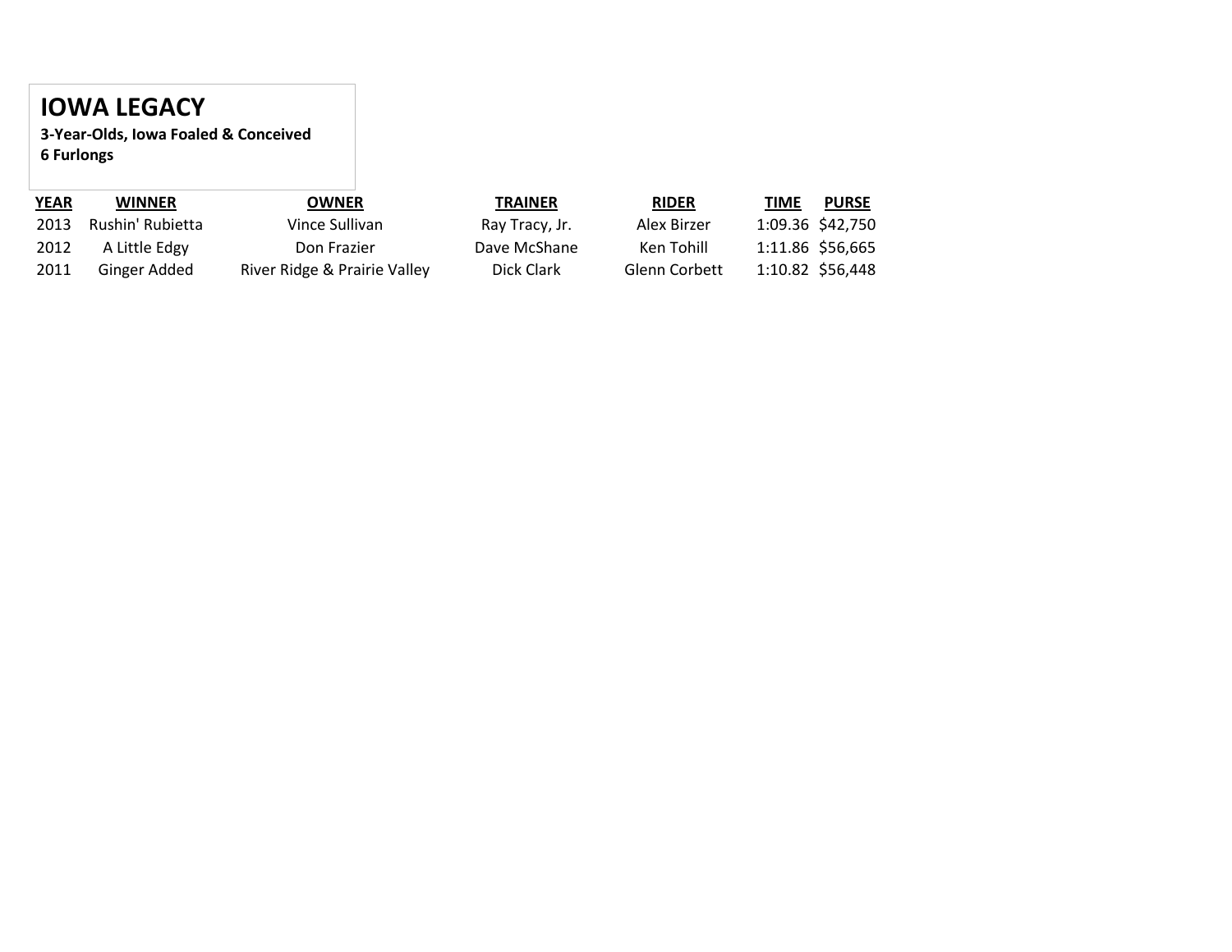# IOWA LEGACY

**3-Year-Olds, Iowa Foaled & Conceived**
**6 Furlongs**

| YEAR | WINNER | OWNER | TRAINER | RIDER | TIME | PURSE |
|---|---|---|---|---|---|---|
| 2013 | Rushin' Rubietta | Vince Sullivan | Ray Tracy, Jr. | Alex Birzer | 1:09.36 | $42,750 |
| 2012 | A Little Edgy | Don Frazier | Dave McShane | Ken Tohill | 1:11.86 | $56,665 |
| 2011 | Ginger Added | River Ridge & Prairie Valley | Dick Clark | Glenn Corbett | 1:10.82 | $56,448 |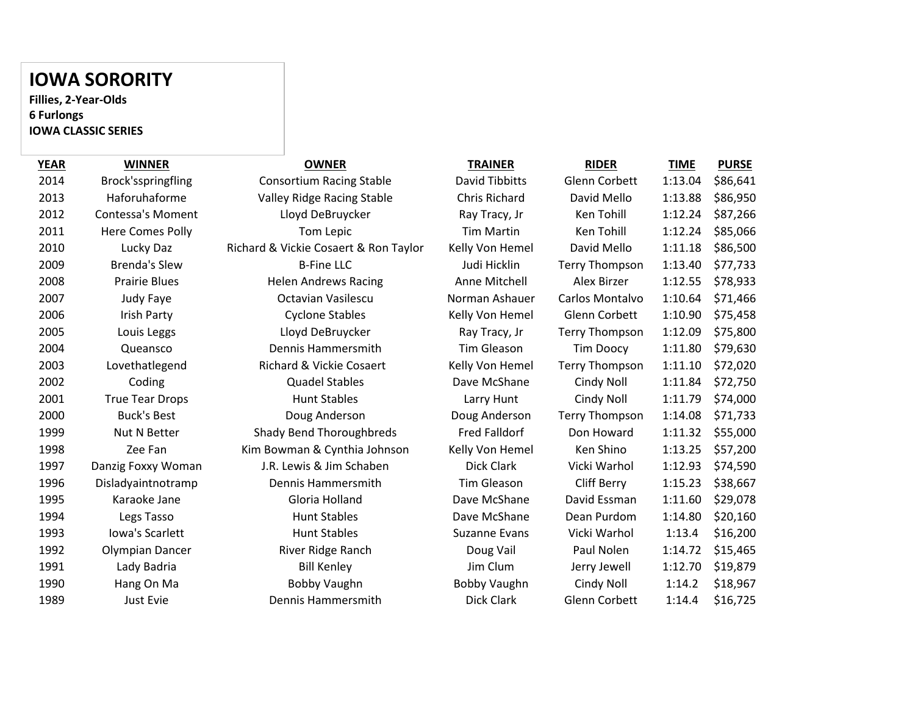# IOWA SORORITY

**Fillies, 2-Year-Olds**
**6 Furlongs**
**IOWA CLASSIC SERIES**

| YEAR | WINNER | OWNER | TRAINER | RIDER | TIME | PURSE |
|---|---|---|---|---|---|---|
| 2014 | Brock'sspringfling | Consortium Racing Stable | David Tibbitts | Glenn Corbett | 1:13.04 | $86,641 |
| 2013 | Haforuhaforme | Valley Ridge Racing Stable | Chris Richard | David Mello | 1:13.88 | $86,950 |
| 2012 | Contessa's Moment | Lloyd DeBruycker | Ray Tracy, Jr | Ken Tohill | 1:12.24 | $87,266 |
| 2011 | Here Comes Polly | Tom Lepic | Tim Martin | Ken Tohill | 1:12.24 | $85,066 |
| 2010 | Lucky Daz | Richard & Vickie Cosaert & Ron Taylor | Kelly Von Hemel | David Mello | 1:11.18 | $86,500 |
| 2009 | Brenda's Slew | B-Fine LLC | Judi Hicklin | Terry Thompson | 1:13.40 | $77,733 |
| 2008 | Prairie Blues | Helen Andrews Racing | Anne Mitchell | Alex Birzer | 1:12.55 | $78,933 |
| 2007 | Judy Faye | Octavian Vasilescu | Norman Ashauer | Carlos Montalvo | 1:10.64 | $71,466 |
| 2006 | Irish Party | Cyclone Stables | Kelly Von Hemel | Glenn Corbett | 1:10.90 | $75,458 |
| 2005 | Louis Leggs | Lloyd DeBruycker | Ray Tracy, Jr | Terry Thompson | 1:12.09 | $75,800 |
| 2004 | Queansco | Dennis Hammersmith | Tim Gleason | Tim Doocy | 1:11.80 | $79,630 |
| 2003 | Lovethatlegend | Richard & Vickie Cosaert | Kelly Von Hemel | Terry Thompson | 1:11.10 | $72,020 |
| 2002 | Coding | Quadel Stables | Dave McShane | Cindy Noll | 1:11.84 | $72,750 |
| 2001 | True Tear Drops | Hunt Stables | Larry Hunt | Cindy Noll | 1:11.79 | $74,000 |
| 2000 | Buck's Best | Doug Anderson | Doug Anderson | Terry Thompson | 1:14.08 | $71,733 |
| 1999 | Nut N Better | Shady Bend Thoroughbreds | Fred Falldorf | Don Howard | 1:11.32 | $55,000 |
| 1998 | Zee Fan | Kim Bowman & Cynthia Johnson | Kelly Von Hemel | Ken Shino | 1:13.25 | $57,200 |
| 1997 | Danzig Foxxy Woman | J.R. Lewis & Jim Schaben | Dick Clark | Vicki Warhol | 1:12.93 | $74,590 |
| 1996 | Disladyaintnotramp | Dennis Hammersmith | Tim Gleason | Cliff Berry | 1:15.23 | $38,667 |
| 1995 | Karaoke Jane | Gloria Holland | Dave McShane | David Essman | 1:11.60 | $29,078 |
| 1994 | Legs Tasso | Hunt Stables | Dave McShane | Dean Purdom | 1:14.80 | $20,160 |
| 1993 | Iowa's Scarlett | Hunt Stables | Suzanne Evans | Vicki Warhol | 1:13.4 | $16,200 |
| 1992 | Olympian Dancer | River Ridge Ranch | Doug Vail | Paul Nolen | 1:14.72 | $15,465 |
| 1991 | Lady Badria | Bill Kenley | Jim Clum | Jerry Jewell | 1:12.70 | $19,879 |
| 1990 | Hang On Ma | Bobby Vaughn | Bobby Vaughn | Cindy Noll | 1:14.2 | $18,967 |
| 1989 | Just Evie | Dennis Hammersmith | Dick Clark | Glenn Corbett | 1:14.4 | $16,725 |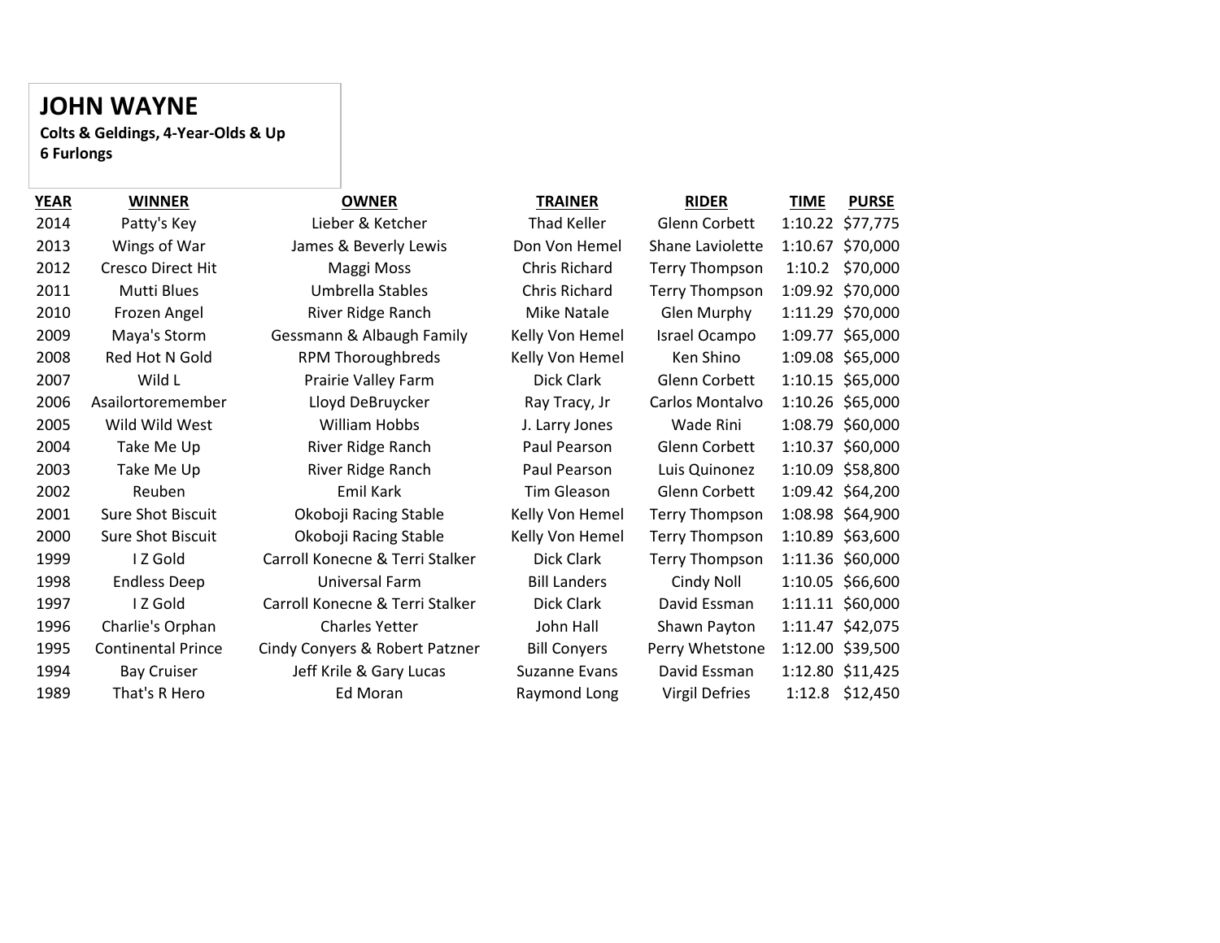## JOHN WAYNE

**Colts & Geldings, 4-Year-Olds & Up**
**6 Furlongs**

| YEAR | WINNER | OWNER | TRAINER | RIDER | TIME | PURSE |
|---|---|---|---|---|---|---|
| 2014 | Patty's Key | Lieber & Ketcher | Thad Keller | Glenn Corbett | 1:10.22 | $77,775 |
| 2013 | Wings of War | James & Beverly Lewis | Don Von Hemel | Shane Laviolette | 1:10.67 | $70,000 |
| 2012 | Cresco Direct Hit | Maggi Moss | Chris Richard | Terry Thompson | 1:10.2 | $70,000 |
| 2011 | Mutti Blues | Umbrella Stables | Chris Richard | Terry Thompson | 1:09.92 | $70,000 |
| 2010 | Frozen Angel | River Ridge Ranch | Mike Natale | Glen Murphy | 1:11.29 | $70,000 |
| 2009 | Maya's Storm | Gessmann & Albaugh Family | Kelly Von Hemel | Israel Ocampo | 1:09.77 | $65,000 |
| 2008 | Red Hot N Gold | RPM Thoroughbreds | Kelly Von Hemel | Ken Shino | 1:09.08 | $65,000 |
| 2007 | Wild L | Prairie Valley Farm | Dick Clark | Glenn Corbett | 1:10.15 | $65,000 |
| 2006 | Asailortoremember | Lloyd DeBruycker | Ray Tracy, Jr | Carlos Montalvo | 1:10.26 | $65,000 |
| 2005 | Wild Wild West | William Hobbs | J. Larry Jones | Wade Rini | 1:08.79 | $60,000 |
| 2004 | Take Me Up | River Ridge Ranch | Paul Pearson | Glenn Corbett | 1:10.37 | $60,000 |
| 2003 | Take Me Up | River Ridge Ranch | Paul Pearson | Luis Quinonez | 1:10.09 | $58,800 |
| 2002 | Reuben | Emil Kark | Tim Gleason | Glenn Corbett | 1:09.42 | $64,200 |
| 2001 | Sure Shot Biscuit | Okoboji Racing Stable | Kelly Von Hemel | Terry Thompson | 1:08.98 | $64,900 |
| 2000 | Sure Shot Biscuit | Okoboji Racing Stable | Kelly Von Hemel | Terry Thompson | 1:10.89 | $63,600 |
| 1999 | I Z Gold | Carroll Konecne & Terri Stalker | Dick Clark | Terry Thompson | 1:11.36 | $60,000 |
| 1998 | Endless Deep | Universal Farm | Bill Landers | Cindy Noll | 1:10.05 | $66,600 |
| 1997 | I Z Gold | Carroll Konecne & Terri Stalker | Dick Clark | David Essman | 1:11.11 | $60,000 |
| 1996 | Charlie's Orphan | Charles Yetter | John Hall | Shawn Payton | 1:11.47 | $42,075 |
| 1995 | Continental Prince | Cindy Conyers & Robert Patzner | Bill Conyers | Perry Whetstone | 1:12.00 | $39,500 |
| 1994 | Bay Cruiser | Jeff Krile & Gary Lucas | Suzanne Evans | David Essman | 1:12.80 | $11,425 |
| 1989 | That's R Hero | Ed Moran | Raymond Long | Virgil Defries | 1:12.8 | $12,450 |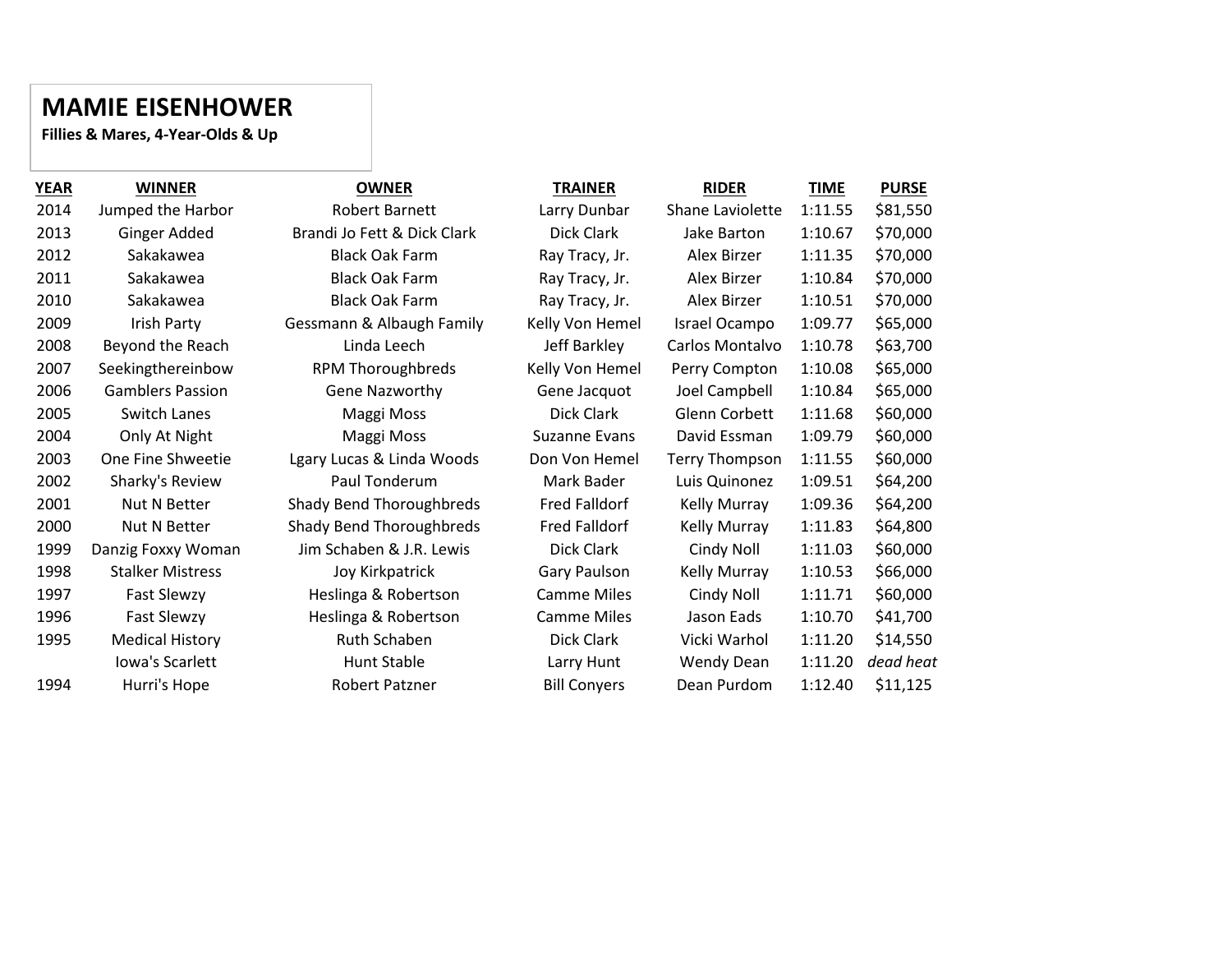# MAMIE EISENHOWER

**Fillies & Mares, 4-Year-Olds & Up**

| YEAR | WINNER | OWNER | TRAINER | RIDER | TIME | PURSE |
|---|---|---|---|---|---|---|
| 2014 | Jumped the Harbor | Robert Barnett | Larry Dunbar | Shane Laviolette | 1:11.55 | $81,550 |
| 2013 | Ginger Added | Brandi Jo Fett & Dick Clark | Dick Clark | Jake Barton | 1:10.67 | $70,000 |
| 2012 | Sakakawea | Black Oak Farm | Ray Tracy, Jr. | Alex Birzer | 1:11.35 | $70,000 |
| 2011 | Sakakawea | Black Oak Farm | Ray Tracy, Jr. | Alex Birzer | 1:10.84 | $70,000 |
| 2010 | Sakakawea | Black Oak Farm | Ray Tracy, Jr. | Alex Birzer | 1:10.51 | $70,000 |
| 2009 | Irish Party | Gessmann & Albaugh Family | Kelly Von Hemel | Israel Ocampo | 1:09.77 | $65,000 |
| 2008 | Beyond the Reach | Linda Leech | Jeff Barkley | Carlos Montalvo | 1:10.78 | $63,700 |
| 2007 | Seekingthereinbow | RPM Thoroughbreds | Kelly Von Hemel | Perry Compton | 1:10.08 | $65,000 |
| 2006 | Gamblers Passion | Gene Nazworthy | Gene Jacquot | Joel Campbell | 1:10.84 | $65,000 |
| 2005 | Switch Lanes | Maggi Moss | Dick Clark | Glenn Corbett | 1:11.68 | $60,000 |
| 2004 | Only At Night | Maggi Moss | Suzanne Evans | David Essman | 1:09.79 | $60,000 |
| 2003 | One Fine Shweetie | Lgary Lucas & Linda Woods | Don Von Hemel | Terry Thompson | 1:11.55 | $60,000 |
| 2002 | Sharky's Review | Paul Tonderum | Mark Bader | Luis Quinonez | 1:09.51 | $64,200 |
| 2001 | Nut N Better | Shady Bend Thoroughbreds | Fred Falldorf | Kelly Murray | 1:09.36 | $64,200 |
| 2000 | Nut N Better | Shady Bend Thoroughbreds | Fred Falldorf | Kelly Murray | 1:11.83 | $64,800 |
| 1999 | Danzig Foxxy Woman | Jim Schaben & J.R. Lewis | Dick Clark | Cindy Noll | 1:11.03 | $60,000 |
| 1998 | Stalker Mistress | Joy Kirkpatrick | Gary Paulson | Kelly Murray | 1:10.53 | $66,000 |
| 1997 | Fast Slewzy | Heslinga & Robertson | Camme Miles | Cindy Noll | 1:11.71 | $60,000 |
| 1996 | Fast Slewzy | Heslinga & Robertson | Camme Miles | Jason Eads | 1:10.70 | $41,700 |
| 1995 | Medical History | Ruth Schaben | Dick Clark | Vicki Warhol | 1:11.20 | $14,550 |
| | Iowa's Scarlett | Hunt Stable | Larry Hunt | Wendy Dean | 1:11.20 | *dead heat* |
| 1994 | Hurri's Hope | Robert Patzner | Bill Conyers | Dean Purdom | 1:12.40 | $11,125 |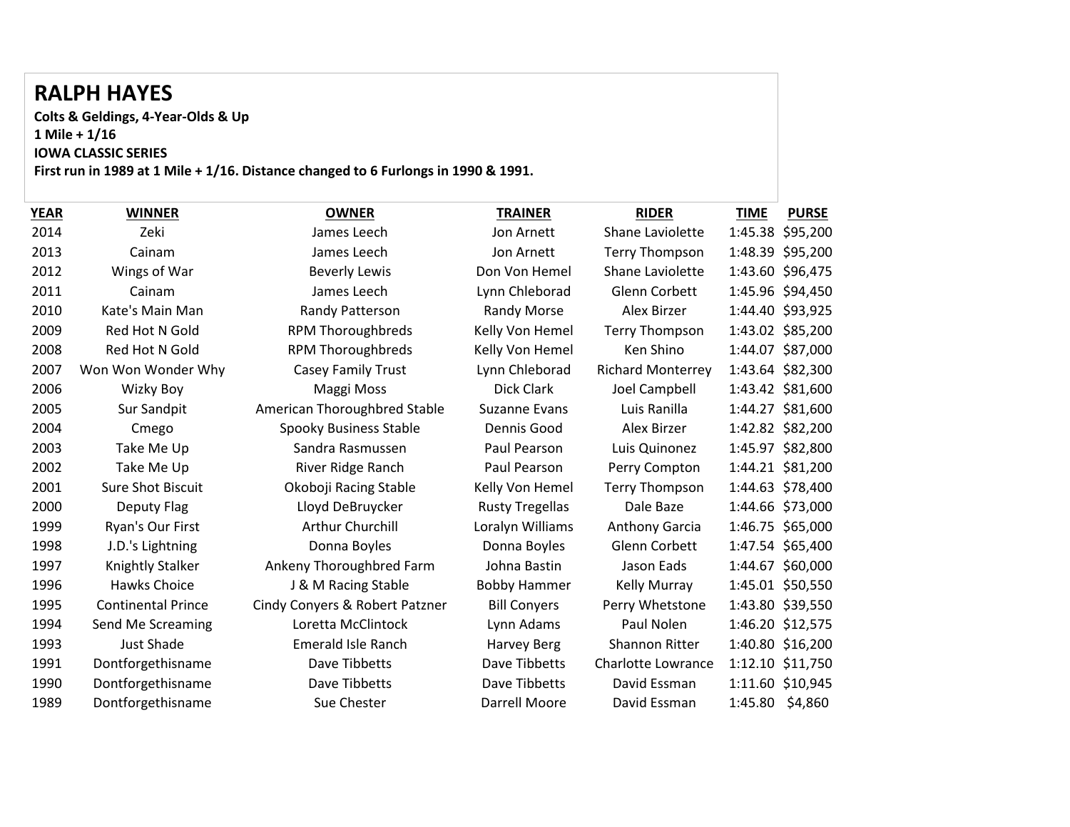# RALPH HAYES

**Colts & Geldings, 4-Year-Olds & Up**
**1 Mile + 1/16**
**IOWA CLASSIC SERIES**
**First run in 1989 at 1 Mile + 1/16. Distance changed to 6 Furlongs in 1990 & 1991.**

| YEAR | WINNER | OWNER | TRAINER | RIDER | TIME | PURSE |
|---|---|---|---|---|---|---|
| 2014 | Zeki | James Leech | Jon Arnett | Shane Laviolette | 1:45.38 | $95,200 |
| 2013 | Cainam | James Leech | Jon Arnett | Terry Thompson | 1:48.39 | $95,200 |
| 2012 | Wings of War | Beverly Lewis | Don Von Hemel | Shane Laviolette | 1:43.60 | $96,475 |
| 2011 | Cainam | James Leech | Lynn Chleborad | Glenn Corbett | 1:45.96 | $94,450 |
| 2010 | Kate's Main Man | Randy Patterson | Randy Morse | Alex Birzer | 1:44.40 | $93,925 |
| 2009 | Red Hot N Gold | RPM Thoroughbreds | Kelly Von Hemel | Terry Thompson | 1:43.02 | $85,200 |
| 2008 | Red Hot N Gold | RPM Thoroughbreds | Kelly Von Hemel | Ken Shino | 1:44.07 | $87,000 |
| 2007 | Won Won Wonder Why | Casey Family Trust | Lynn Chleborad | Richard Monterrey | 1:43.64 | $82,300 |
| 2006 | Wizky Boy | Maggi Moss | Dick Clark | Joel Campbell | 1:43.42 | $81,600 |
| 2005 | Sur Sandpit | American Thoroughbred Stable | Suzanne Evans | Luis Ranilla | 1:44.27 | $81,600 |
| 2004 | Cmego | Spooky Business Stable | Dennis Good | Alex Birzer | 1:42.82 | $82,200 |
| 2003 | Take Me Up | Sandra Rasmussen | Paul Pearson | Luis Quinonez | 1:45.97 | $82,800 |
| 2002 | Take Me Up | River Ridge Ranch | Paul Pearson | Perry Compton | 1:44.21 | $81,200 |
| 2001 | Sure Shot Biscuit | Okoboji Racing Stable | Kelly Von Hemel | Terry Thompson | 1:44.63 | $78,400 |
| 2000 | Deputy Flag | Lloyd DeBruycker | Rusty Tregellas | Dale Baze | 1:44.66 | $73,000 |
| 1999 | Ryan's Our First | Arthur Churchill | Loralyn Williams | Anthony Garcia | 1:46.75 | $65,000 |
| 1998 | J.D.'s Lightning | Donna Boyles | Donna Boyles | Glenn Corbett | 1:47.54 | $65,400 |
| 1997 | Knightly Stalker | Ankeny Thoroughbred Farm | Johna Bastin | Jason Eads | 1:44.67 | $60,000 |
| 1996 | Hawks Choice | J & M Racing Stable | Bobby Hammer | Kelly Murray | 1:45.01 | $50,550 |
| 1995 | Continental Prince | Cindy Conyers & Robert Patzner | Bill Conyers | Perry Whetstone | 1:43.80 | $39,550 |
| 1994 | Send Me Screaming | Loretta McClintock | Lynn Adams | Paul Nolen | 1:46.20 | $12,575 |
| 1993 | Just Shade | Emerald Isle Ranch | Harvey Berg | Shannon Ritter | 1:40.80 | $16,200 |
| 1991 | Dontforgethisname | Dave Tibbetts | Dave Tibbetts | Charlotte Lowrance | 1:12.10 | $11,750 |
| 1990 | Dontforgethisname | Dave Tibbetts | Dave Tibbetts | David Essman | 1:11.60 | $10,945 |
| 1989 | Dontforgethisname | Sue Chester | Darrell Moore | David Essman | 1:45.80 | $4,860 |